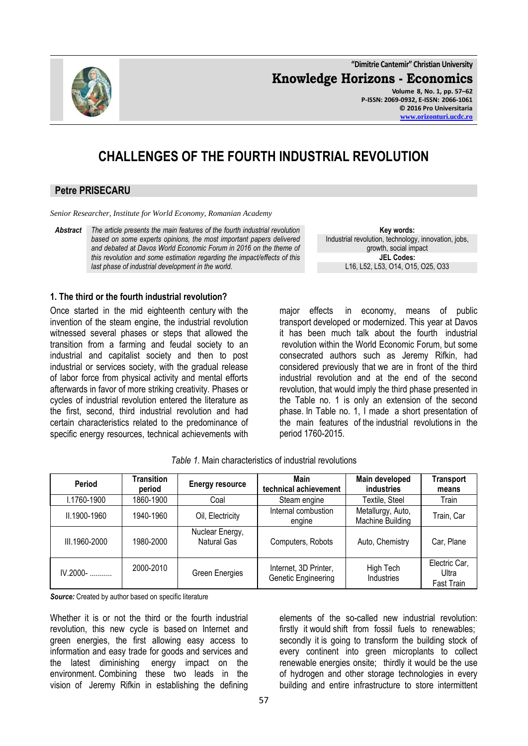# CHALLENGES OF THE FOURTH INDUSTRIAL REVOLUTION

**Petre PRISECARU**

*Senior Researcher, Institute for World Economy, Romanian Academy*

***Abstract*** *The article presents the main features of the fourth industrial revolution based on some experts opinions, the most important papers delivered and debated at Davos World Economic Forum in 2016 on the theme of this revolution and some estimation regarding the impact/effects of this last phase of industrial development in the world.*

**Key words:**
Industrial revolution, technology, innovation, jobs, growth, social impact

**JEL Codes:**
L16, L52, L53, O14, O15, O25, O33

## 1. The third or the fourth industrial revolution?

Once started in the mid eighteenth century with the invention of the steam engine, the industrial revolution witnessed several phases or steps that allowed the transition from a farming and feudal society to an industrial and capitalist society and then to post industrial or services society, with the gradual release of labor force from physical activity and mental efforts afterwards in favor of more striking creativity. Phases or cycles of industrial revolution entered the literature as the first, second, third industrial revolution and had certain characteristics related to the predominance of specific energy resources, technical achievements with major effects in economy, means of public transport developed or modernized. This year at Davos it has been much talk about the fourth industrial revolution within the World Economic Forum, but some consecrated authors such as Jeremy Rifkin, had considered previously that we are in front of the third industrial revolution and at the end of the second revolution, that would imply the third phase presented in the Table no. 1 is only an extension of the second phase. In Table no. 1, I made a short presentation of the main features of the industrial revolutions in the period 1760-2015.

*Table 1.* Main characteristics of industrial revolutions

| Period | Transition period | Energy resource | Main technical achievement | Main developed industries | Transport means |
|---|---|---|---|---|---|
| I.1760-1900 | 1860-1900 | Coal | Steam engine | Textile, Steel | Train |
| II.1900-1960 | 1940-1960 | Oil, Electricity | Internal combustion engine | Metallurgy, Auto, Machine Building | Train, Car |
| III.1960-2000 | 1980-2000 | Nuclear Energy, Natural Gas | Computers, Robots | Auto, Chemistry | Car, Plane |
| IV.2000- ........... | 2000-2010 | Green Energies | Internet, 3D Printer, Genetic Engineering | High Tech Industries | Electric Car, Ultra Fast Train |

***Source:*** Created by author based on specific literature

Whether it is or not the third or the fourth industrial revolution, this new cycle is based on Internet and green energies, the first allowing easy access to information and easy trade for goods and services and the latest diminishing energy impact on the environment. Combining these two leads in the vision of Jeremy Rifkin in establishing the defining elements of the so-called new industrial revolution: firstly it would shift from fossil fuels to renewables; secondly it is going to transform the building stock of every continent into green microplants to collect renewable energies onsite; thirdly it would be the use of hydrogen and other storage technologies in every building and entire infrastructure to store intermittent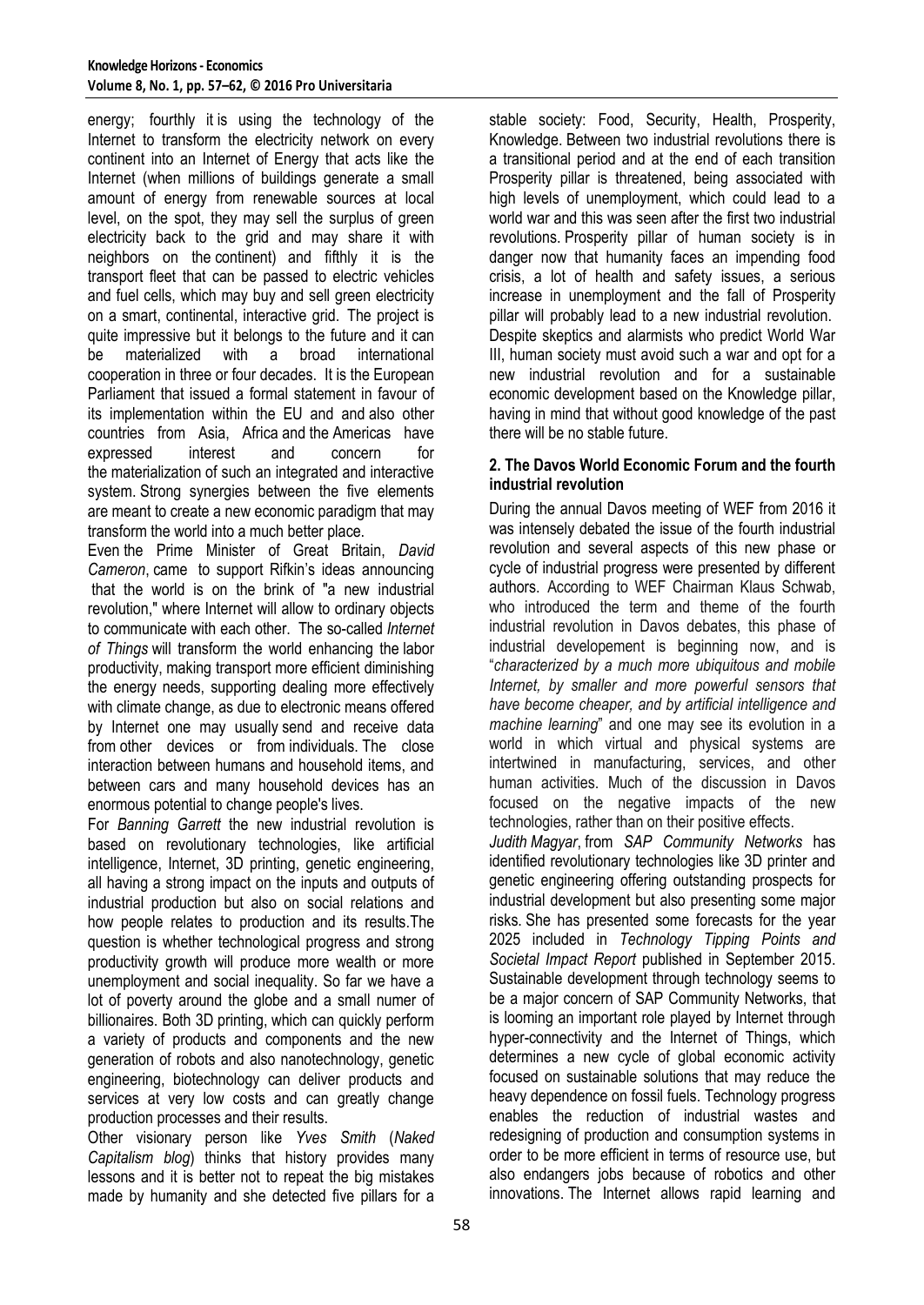energy; fourthly it is using the technology of the Internet to transform the electricity network on every continent into an Internet of Energy that acts like the Internet (when millions of buildings generate a small amount of energy from renewable sources at local level, on the spot, they may sell the surplus of green electricity back to the grid and may share it with neighbors on the continent) and fifthly it is the transport fleet that can be passed to electric vehicles and fuel cells, which may buy and sell green electricity on a smart, continental, interactive grid. The project is quite impressive but it belongs to the future and it can be materialized with a broad international cooperation in three or four decades. It is the European Parliament that issued a formal statement in favour of its implementation within the EU and and also other countries from Asia, Africa and the Americas have expressed interest and concern for the materialization of such an integrated and interactive system. Strong synergies between the five elements are meant to create a new economic paradigm that may transform the world into a much better place.

Even the Prime Minister of Great Britain, *David Cameron*, came to support Rifkin's ideas announcing that the world is on the brink of "a new industrial revolution," where Internet will allow to ordinary objects to communicate with each other. The so-called *Internet of Things* will transform the world enhancing the labor productivity, making transport more efficient diminishing the energy needs, supporting dealing more effectively with climate change, as due to electronic means offered by Internet one may usually send and receive data from other devices or from individuals. The close interaction between humans and household items, and between cars and many household devices has an enormous potential to change people's lives.

For *Banning Garrett* the new industrial revolution is based on revolutionary technologies, like artificial intelligence, Internet, 3D printing, genetic engineering, all having a strong impact on the inputs and outputs of industrial production but also on social relations and how people relates to production and its results.The question is whether technological progress and strong productivity growth will produce more wealth or more unemployment and social inequality. So far we have a lot of poverty around the globe and a small numer of billionaires. Both 3D printing, which can quickly perform a variety of products and components and the new generation of robots and also nanotechnology, genetic engineering, biotechnology can deliver products and services at very low costs and can greatly change production processes and their results.

Other visionary person like *Yves Smith* (*Naked Capitalism blog*) thinks that history provides many lessons and it is better not to repeat the big mistakes made by humanity and she detected five pillars for a stable society: Food, Security, Health, Prosperity, Knowledge. Between two industrial revolutions there is a transitional period and at the end of each transition Prosperity pillar is threatened, being associated with high levels of unemployment, which could lead to a world war and this was seen after the first two industrial revolutions. Prosperity pillar of human society is in danger now that humanity faces an impending food crisis, a lot of health and safety issues, a serious increase in unemployment and the fall of Prosperity pillar will probably lead to a new industrial revolution. Despite skeptics and alarmists who predict World War III, human society must avoid such a war and opt for a new industrial revolution and for a sustainable economic development based on the Knowledge pillar, having in mind that without good knowledge of the past there will be no stable future.

## 2. The Davos World Economic Forum and the fourth industrial revolution

During the annual Davos meeting of WEF from 2016 it was intensely debated the issue of the fourth industrial revolution and several aspects of this new phase or cycle of industrial progress were presented by different authors. According to WEF Chairman Klaus Schwab, who introduced the term and theme of the fourth industrial revolution in Davos debates, this phase of industrial developement is beginning now, and is "*characterized by a much more ubiquitous and mobile Internet, by smaller and more powerful sensors that have become cheaper, and by artificial intelligence and machine learning*" and one may see its evolution in a world in which virtual and physical systems are intertwined in manufacturing, services, and other human activities. Much of the discussion in Davos focused on the negative impacts of the new technologies, rather than on their positive effects.

*Judith Magyar*, from *SAP Community Networks* has identified revolutionary technologies like 3D printer and genetic engineering offering outstanding prospects for industrial development but also presenting some major risks. She has presented some forecasts for the year 2025 included in *Technology Tipping Points and Societal Impact Report* published in September 2015. Sustainable development through technology seems to be a major concern of SAP Community Networks, that is looming an important role played by Internet through hyper-connectivity and the Internet of Things, which determines a new cycle of global economic activity focused on sustainable solutions that may reduce the heavy dependence on fossil fuels. Technology progress enables the reduction of industrial wastes and redesigning of production and consumption systems in order to be more efficient in terms of resource use, but also endangers jobs because of robotics and other innovations. The Internet allows rapid learning and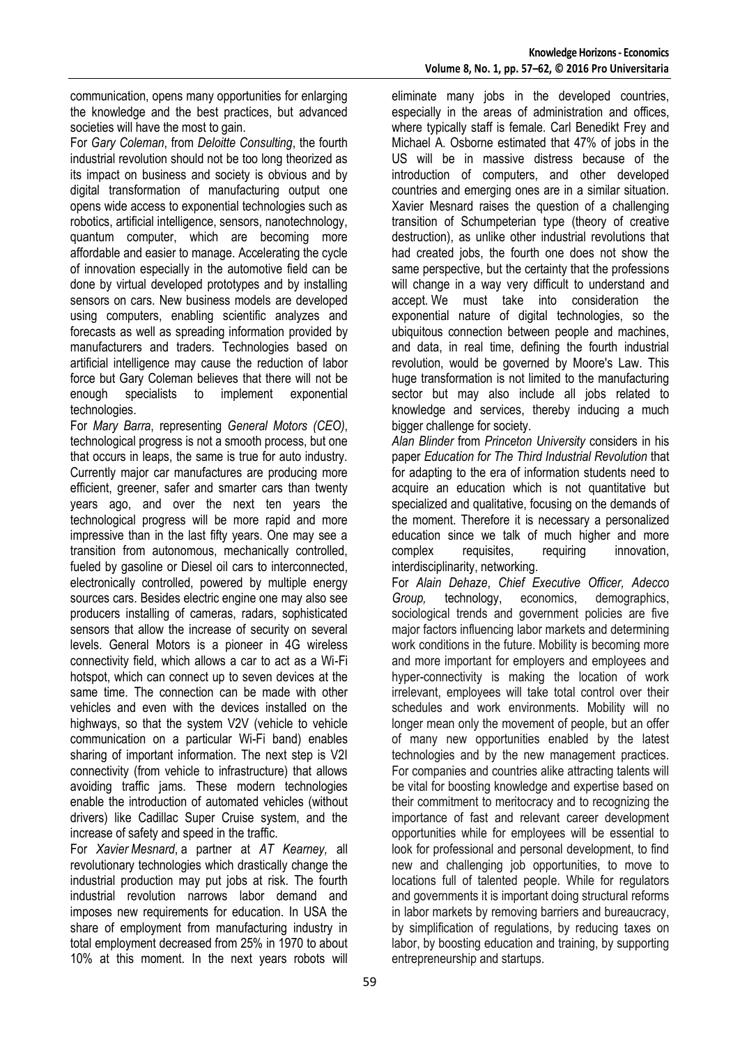communication, opens many opportunities for enlarging the knowledge and the best practices, but advanced societies will have the most to gain.

For *Gary Coleman*, from *Deloitte Consulting*, the fourth industrial revolution should not be too long theorized as its impact on business and society is obvious and by digital transformation of manufacturing output one opens wide access to exponential technologies such as robotics, artificial intelligence, sensors, nanotechnology, quantum computer, which are becoming more affordable and easier to manage. Accelerating the cycle of innovation especially in the automotive field can be done by virtual developed prototypes and by installing sensors on cars. New business models are developed using computers, enabling scientific analyzes and forecasts as well as spreading information provided by manufacturers and traders. Technologies based on artificial intelligence may cause the reduction of labor force but Gary Coleman believes that there will not be enough specialists to implement exponential technologies.

For *Mary Barra*, representing *General Motors (CEO)*, technological progress is not a smooth process, but one that occurs in leaps, the same is true for auto industry. Currently major car manufactures are producing more efficient, greener, safer and smarter cars than twenty years ago, and over the next ten years the technological progress will be more rapid and more impressive than in the last fifty years. One may see a transition from autonomous, mechanically controlled, fueled by gasoline or Diesel oil cars to interconnected, electronically controlled, powered by multiple energy sources cars. Besides electric engine one may also see producers installing of cameras, radars, sophisticated sensors that allow the increase of security on several levels. General Motors is a pioneer in 4G wireless connectivity field, which allows a car to act as a Wi-Fi hotspot, which can connect up to seven devices at the same time. The connection can be made with other vehicles and even with the devices installed on the highways, so that the system V2V (vehicle to vehicle communication on a particular Wi-Fi band) enables sharing of important information. The next step is V2I connectivity (from vehicle to infrastructure) that allows avoiding traffic jams. These modern technologies enable the introduction of automated vehicles (without drivers) like Cadillac Super Cruise system, and the increase of safety and speed in the traffic.

For *Xavier Mesnard*, a partner at *AT Kearney,* all revolutionary technologies which drastically change the industrial production may put jobs at risk. The fourth industrial revolution narrows labor demand and imposes new requirements for education. In USA the share of employment from manufacturing industry in total employment decreased from 25% in 1970 to about 10% at this moment. In the next years robots will eliminate many jobs in the developed countries, especially in the areas of administration and offices, where typically staff is female. Carl Benedikt Frey and Michael A. Osborne estimated that 47% of jobs in the US will be in massive distress because of the introduction of computers, and other developed countries and emerging ones are in a similar situation. Xavier Mesnard raises the question of a challenging transition of Schumpeterian type (theory of creative destruction), as unlike other industrial revolutions that had created jobs, the fourth one does not show the same perspective, but the certainty that the professions will change in a way very difficult to understand and accept. We must take into consideration the exponential nature of digital technologies, so the ubiquitous connection between people and machines, and data, in real time, defining the fourth industrial revolution, would be governed by Moore's Law. This huge transformation is not limited to the manufacturing sector but may also include all jobs related to knowledge and services, thereby inducing a much bigger challenge for society.

*Alan Blinder* from *Princeton University* considers in his paper *Education for The Third Industrial Revolution* that for adapting to the era of information students need to acquire an education which is not quantitative but specialized and qualitative, focusing on the demands of the moment. Therefore it is necessary a personalized education since we talk of much higher and more complex requisites, requiring innovation, interdisciplinarity, networking.

For *Alain Dehaze*, *Chief Executive Officer, Adecco Group,* technology, economics, demographics, sociological trends and government policies are five major factors influencing labor markets and determining work conditions in the future. Mobility is becoming more and more important for employers and employees and hyper-connectivity is making the location of work irrelevant, employees will take total control over their schedules and work environments. Mobility will no longer mean only the movement of people, but an offer of many new opportunities enabled by the latest technologies and by the new management practices. For companies and countries alike attracting talents will be vital for boosting knowledge and expertise based on their commitment to meritocracy and to recognizing the importance of fast and relevant career development opportunities while for employees will be essential to look for professional and personal development, to find new and challenging job opportunities, to move to locations full of talented people. While for regulators and governments it is important doing structural reforms in labor markets by removing barriers and bureaucracy, by simplification of regulations, by reducing taxes on labor, by boosting education and training, by supporting entrepreneurship and startups.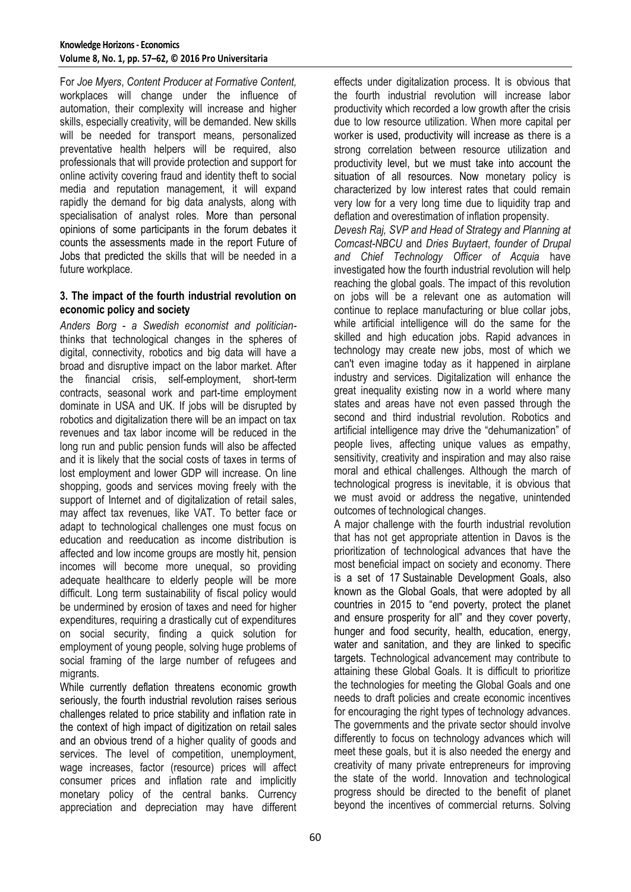For *Joe Myers*, *Content Producer at Formative Content,* workplaces will change under the influence of automation, their complexity will increase and higher skills, especially creativity, will be demanded. New skills will be needed for transport means, personalized preventative health helpers will be required, also professionals that will provide protection and support for online activity covering fraud and identity theft to social media and reputation management, it will expand rapidly the demand for big data analysts, along with specialisation of analyst roles. More than personal opinions of some participants in the forum debates it counts the assessments made in the report Future of Jobs that predicted the skills that will be needed in a future workplace.

### 3. The impact of the fourth industrial revolution on economic policy and society

*Anders Borg - a Swedish economist and politician-* thinks that technological changes in the spheres of digital, connectivity, robotics and big data will have a broad and disruptive impact on the labor market. After the financial crisis, self-employment, short-term contracts, seasonal work and part-time employment dominate in USA and UK. If jobs will be disrupted by robotics and digitalization there will be an impact on tax revenues and tax labor income will be reduced in the long run and public pension funds will also be affected and it is likely that the social costs of taxes in terms of lost employment and lower GDP will increase. On line shopping, goods and services moving freely with the support of Internet and of digitalization of retail sales, may affect tax revenues, like VAT. To better face or adapt to technological challenges one must focus on education and reeducation as income distribution is affected and low income groups are mostly hit, pension incomes will become more unequal, so providing adequate healthcare to elderly people will be more difficult. Long term sustainability of fiscal policy would be undermined by erosion of taxes and need for higher expenditures, requiring a drastically cut of expenditures on social security, finding a quick solution for employment of young people, solving huge problems of social framing of the large number of refugees and migrants.

While currently deflation threatens economic growth seriously, the fourth industrial revolution raises serious challenges related to price stability and inflation rate in the context of high impact of digitization on retail sales and an obvious trend of a higher quality of goods and services. The level of competition, unemployment, wage increases, factor (resource) prices will affect consumer prices and inflation rate and implicitly monetary policy of the central banks. Currency appreciation and depreciation may have different effects under digitalization process. It is obvious that the fourth industrial revolution will increase labor productivity which recorded a low growth after the crisis due to low resource utilization. When more capital per worker is used, productivity will increase as there is a strong correlation between resource utilization and productivity level, but we must take into account the situation of all resources. Now monetary policy is characterized by low interest rates that could remain very low for a very long time due to liquidity trap and deflation and overestimation of inflation propensity.

*Devesh Raj, SVP and Head of Strategy and Planning at Comcast-NBCU* and *Dries Buytaert*, *founder of Drupal and Chief Technology Officer of Acquia* have investigated how the fourth industrial revolution will help reaching the global goals. The impact of this revolution on jobs will be a relevant one as automation will continue to replace manufacturing or blue collar jobs, while artificial intelligence will do the same for the skilled and high education jobs. Rapid advances in technology may create new jobs, most of which we can't even imagine today as it happened in airplane industry and services. Digitalization will enhance the great inequality existing now in a world where many states and areas have not even passed through the second and third industrial revolution. Robotics and artificial intelligence may drive the "dehumanization" of people lives, affecting unique values as empathy, sensitivity, creativity and inspiration and may also raise moral and ethical challenges. Although the march of technological progress is inevitable, it is obvious that we must avoid or address the negative, unintended outcomes of technological changes.

A major challenge with the fourth industrial revolution that has not get appropriate attention in Davos is the prioritization of technological advances that have the most beneficial impact on society and economy. There is a set of 17 Sustainable Development Goals, also known as the Global Goals, that were adopted by all countries in 2015 to "end poverty, protect the planet and ensure prosperity for all" and they cover poverty, hunger and food security, health, education, energy, water and sanitation, and they are linked to specific targets. Technological advancement may contribute to attaining these Global Goals. It is difficult to prioritize the technologies for meeting the Global Goals and one needs to draft policies and create economic incentives for encouraging the right types of technology advances. The governments and the private sector should involve differently to focus on technology advances which will meet these goals, but it is also needed the energy and creativity of many private entrepreneurs for improving the state of the world. Innovation and technological progress should be directed to the benefit of planet beyond the incentives of commercial returns. Solving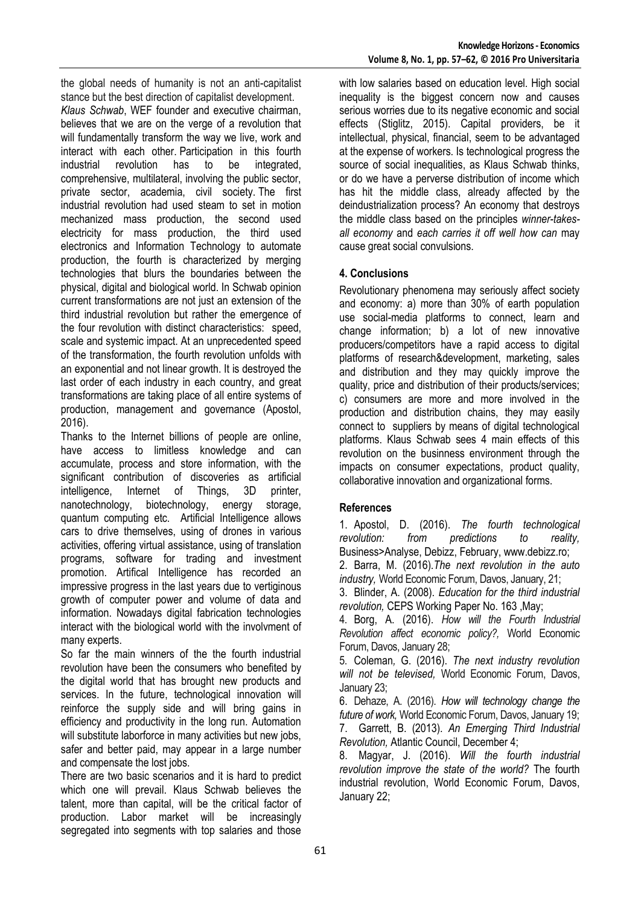the global needs of humanity is not an anti-capitalist stance but the best direction of capitalist development.

*Klaus Schwab*, WEF founder and executive chairman, believes that we are on the verge of a revolution that will fundamentally transform the way we live, work and interact with each other. Participation in this fourth industrial revolution has to be integrated, comprehensive, multilateral, involving the public sector, private sector, academia, civil society. The first industrial revolution had used steam to set in motion mechanized mass production, the second used electricity for mass production, the third used electronics and Information Technology to automate production, the fourth is characterized by merging technologies that blurs the boundaries between the physical, digital and biological world. In Schwab opinion current transformations are not just an extension of the third industrial revolution but rather the emergence of the four revolution with distinct characteristics: speed, scale and systemic impact. At an unprecedented speed of the transformation, the fourth revolution unfolds with an exponential and not linear growth. It is destroyed the last order of each industry in each country, and great transformations are taking place of all entire systems of production, management and governance (Apostol, 2016).

Thanks to the Internet billions of people are online, have access to limitless knowledge and can accumulate, process and store information, with the significant contribution of discoveries as artificial intelligence, Internet of Things, 3D printer, nanotechnology, biotechnology, energy storage, quantum computing etc. Artificial Intelligence allows cars to drive themselves, using of drones in various activities, offering virtual assistance, using of translation programs, software for trading and investment promotion. Artifical Intelligence has recorded an impressive progress in the last years due to vertiginous growth of computer power and volume of data and information. Nowadays digital fabrication technologies interact with the biological world with the involvment of many experts.

So far the main winners of the the fourth industrial revolution have been the consumers who benefited by the digital world that has brought new products and services. In the future, technological innovation will reinforce the supply side and will bring gains in efficiency and productivity in the long run. Automation will substitute laborforce in many activities but new jobs, safer and better paid, may appear in a large number and compensate the lost jobs.

There are two basic scenarios and it is hard to predict which one will prevail. Klaus Schwab believes the talent, more than capital, will be the critical factor of production. Labor market will be increasingly segregated into segments with top salaries and those with low salaries based on education level. High social inequality is the biggest concern now and causes serious worries due to its negative economic and social effects (Stiglitz, 2015). Capital providers, be it intellectual, physical, financial, seem to be advantaged at the expense of workers. Is technological progress the source of social inequalities, as Klaus Schwab thinks, or do we have a perverse distribution of income which has hit the middle class, already affected by the deindustrialization process? An economy that destroys the middle class based on the principles *winner-takes-all economy* and *each carries it off well how can* may cause great social convulsions.

## 4. Conclusions

Revolutionary phenomena may seriously affect society and economy: a) more than 30% of earth population use social-media platforms to connect, learn and change information; b) a lot of new innovative producers/competitors have a rapid access to digital platforms of research&development, marketing, sales and distribution and they may quickly improve the quality, price and distribution of their products/services; c) consumers are more and more involved in the production and distribution chains, they may easily connect to suppliers by means of digital technological platforms. Klaus Schwab sees 4 main effects of this revolution on the businness environment through the impacts on consumer expectations, product quality, collaborative innovation and organizational forms.

## References

1. Apostol, D. (2016). *The fourth technological revolution: from predictions to reality,* Business>Analyse, Debizz, February, www.debizz.ro;
2. Barra, M. (2016).*The next revolution in the auto industry,* World Economic Forum, Davos, January, 21;
3. Blinder, A. (2008). *Education for the third industrial revolution,* CEPS Working Paper No. 163 ,May;
4. Borg, A. (2016). *How will the Fourth Industrial Revolution affect economic policy?,* World Economic Forum, Davos, January 28;
5. Coleman, G. (2016). *The next industry revolution will not be televised,* World Economic Forum, Davos, January 23;
6. Dehaze, A. (2016). *How will technology change the future of work,* World Economic Forum, Davos, January 19;
7. Garrett, B. (2013). *An Emerging Third Industrial Revolution,* Atlantic Council, December 4;
8. Magyar, J. (2016). *Will the fourth industrial revolution improve the state of the world?* The fourth industrial revolution, World Economic Forum, Davos, January 22;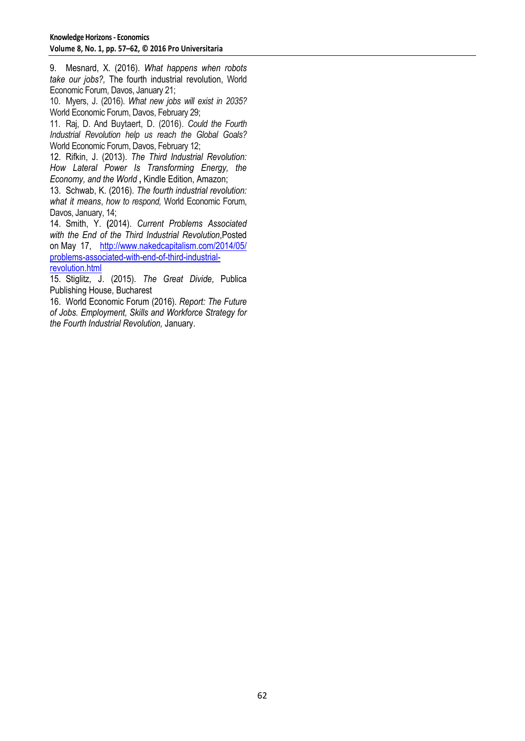9. Mesnard, X. (2016). *What happens when robots take our jobs?,* The fourth industrial revolution, World Economic Forum, Davos, January 21;

10. Myers, J. (2016). *What new jobs will exist in 2035?* World Economic Forum, Davos, February 29;

11. Raj, D. And Buytaert, D. (2016). *Could the Fourth Industrial Revolution help us reach the Global Goals?* World Economic Forum, Davos, February 12;

12. Rifkin, J. (2013). *The Third Industrial Revolution: How Lateral Power Is Transforming Energy, the Economy, and the World* **,** Kindle Edition, Amazon;

13. Schwab, K. (2016). *The fourth industrial revolution: what it means*, *how to respond,* World Economic Forum, Davos, January, 14;

14. Smith, Y. **(**2014). *Current Problems Associated with the End of the Third Industrial Revolution*,Posted on May 17, http://www.nakedcapitalism.com/2014/05/problems-associated-with-end-of-third-industrial-revolution.html

15. Stiglitz, J. (2015). *The Great Divide*, Publica Publishing House, Bucharest

16. World Economic Forum (2016). *Report: The Future of Jobs. Employment, Skills and Workforce Strategy for the Fourth Industrial Revolution,* January.